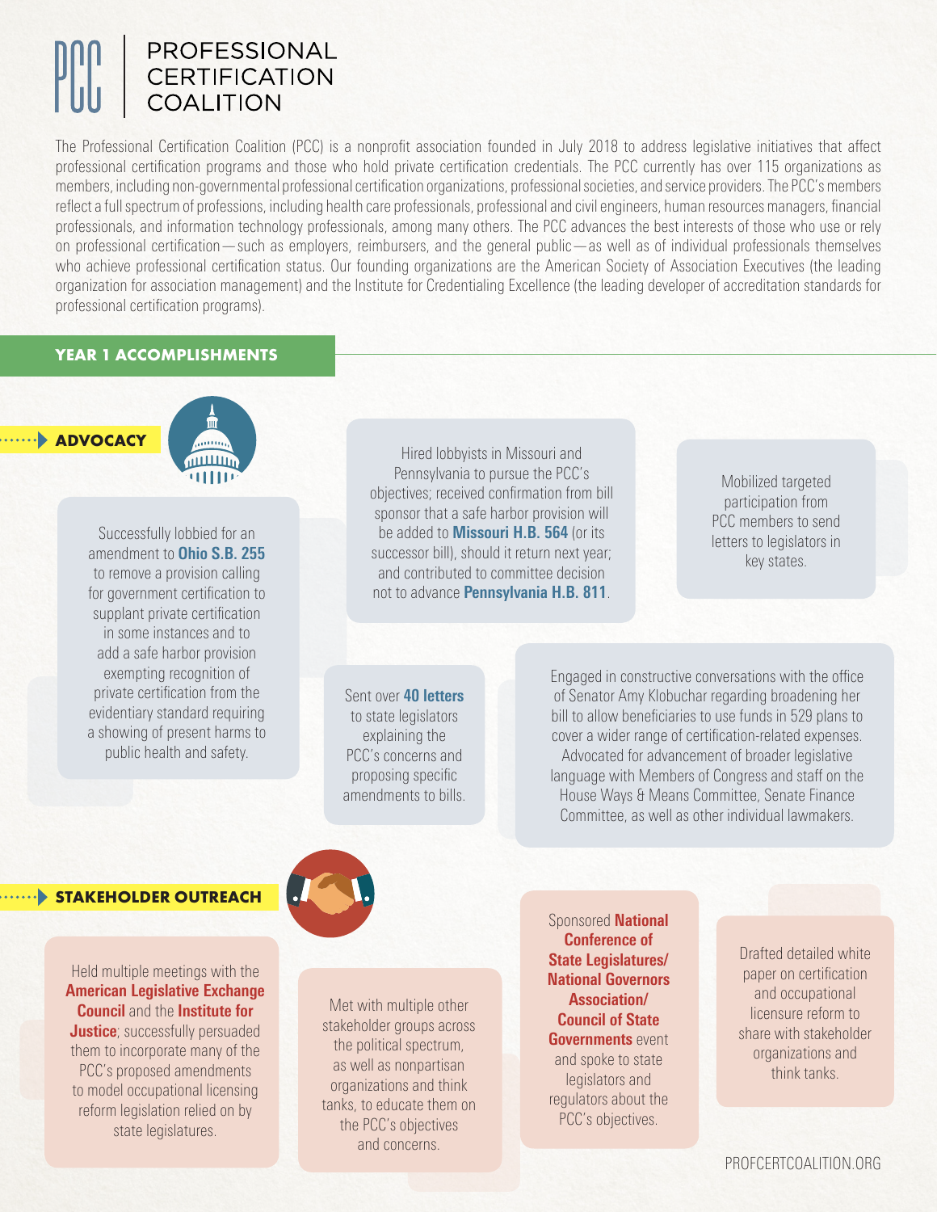# PROFESSIONAL CERTIFICATION COALITION

The Professional Certification Coalition (PCC) is a nonprofit association founded in July 2018 to address legislative initiatives that affect professional certification programs and those who hold private certification credentials. The PCC currently has over 115 organizations as members, including non-governmental professional certification organizations, professional societies, and service providers. The PCC's members reflect a full spectrum of professions, including health care professionals, professional and civil engineers, human resources managers, financial professionals, and information technology professionals, among many others. The PCC advances the best interests of those who use or rely on professional certification—such as employers, reimbursers, and the general public—as well as of individual professionals themselves who achieve professional certification status. Our founding organizations are the American Society of Association Executives (the leading organization for association management) and the Institute for Credentialing Excellence (the leading developer of accreditation standards for professional certification programs).

## YEAR 1 ACCOMPLISHMENTS

### ADVOCACY

Successfully lobbied for an amendment to **Ohio S.B. 255** to remove a provision calling for government certification to supplant private certification in some instances and to add a safe harbor provision exempting recognition of private certification from the evidentiary standard requiring a showing of present harms to public health and safety.

Hired lobbyists in Missouri and Pennsylvania to pursue the PCC's objectives; received confirmation from bill sponsor that a safe harbor provision will be added to **Missouri H.B. 564** (or its successor bill), should it return next year; and contributed to committee decision not to advance **Pennsylvania H.B. 811**.

Mobilized targeted participation from PCC members to send letters to legislators in key states.

Sent over **40 letters** to state legislators explaining the PCC's concerns and proposing specific amendments to bills.

Engaged in constructive conversations with the office of Senator Amy Klobuchar regarding broadening her bill to allow beneficiaries to use funds in 529 plans to cover a wider range of certification-related expenses. Advocated for advancement of broader legislative language with Members of Congress and staff on the House Ways & Means Committee, Senate Finance Committee, as well as other individual lawmakers.

### STAKEHOLDER OUTREACH

Held multiple meetings with the **American Legislative Exchange Council** and the **Institute for Justice**; successfully persuaded them to incorporate many of the PCC's proposed amendments to model occupational licensing reform legislation relied on by state legislatures.

Met with multiple other stakeholder groups across the political spectrum, as well as nonpartisan organizations and think tanks, to educate them on the PCC's objectives and concerns.

Sponsored **National Conference of State Legislatures/ National Governors Association/ Council of State Governments** event and spoke to state legislators and regulators about the PCC's objectives.

Drafted detailed white paper on certification and occupational licensure reform to share with stakeholder organizations and think tanks.

PROFCERTCOALITION.ORG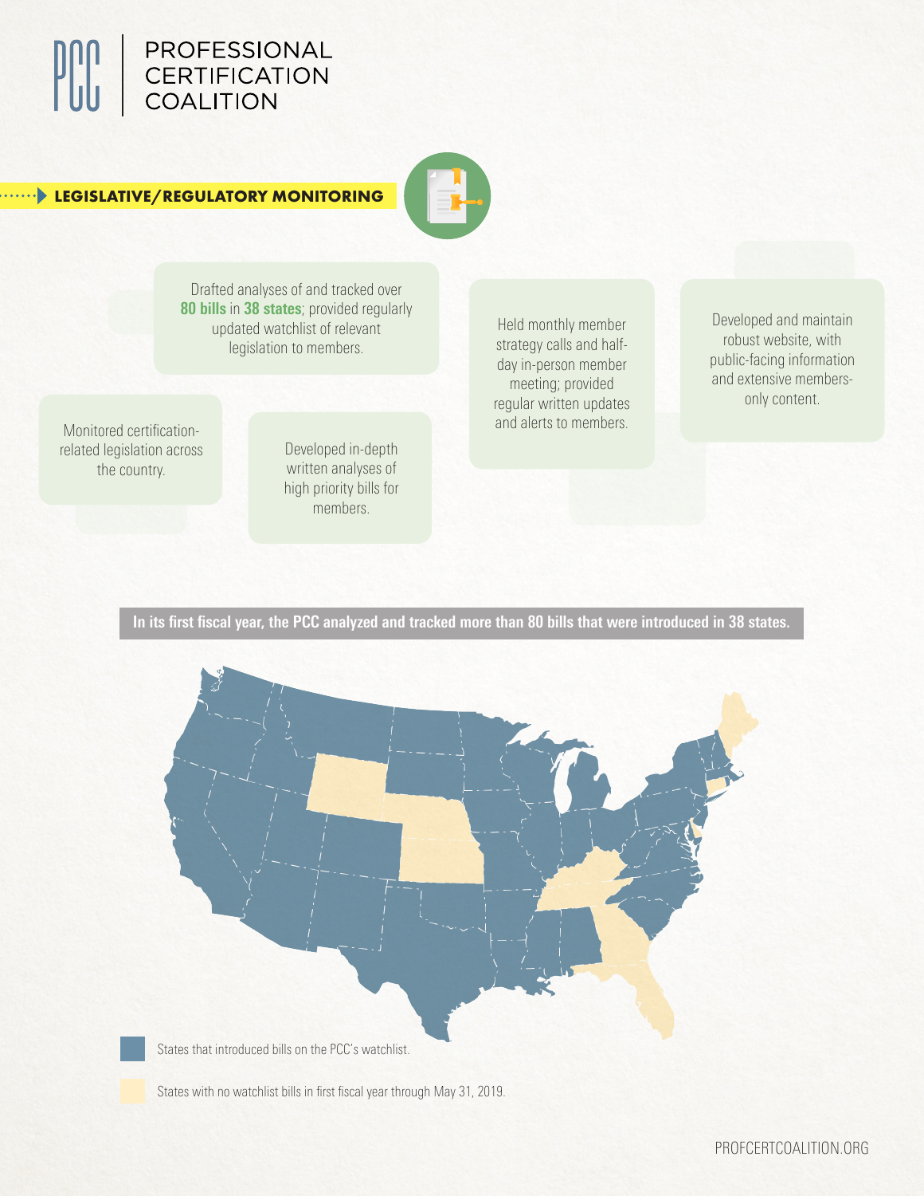# PROFESSIONAL CERTIFICATION COALITION

## LEGISLATIVE/REGULATORY MONITORING

Drafted analyses of and tracked over **80 bills** in **38 states**; provided regularly updated watchlist of relevant legislation to members.

Held monthly member strategy calls and half-day in-person member meeting; provided regular written updates and alerts to members.

Developed and maintain robust website, with public-facing information and extensive members-only content.

Monitored certification-related legislation across the country.

Developed in-depth written analyses of high priority bills for members.

**In its first fiscal year, the PCC analyzed and tracked more than 80 bills that were introduced in 38 states.**

States that introduced bills on the PCC's watchlist.

States with no watchlist bills in first fiscal year through May 31, 2019.

PROFCERTCOALITION.ORG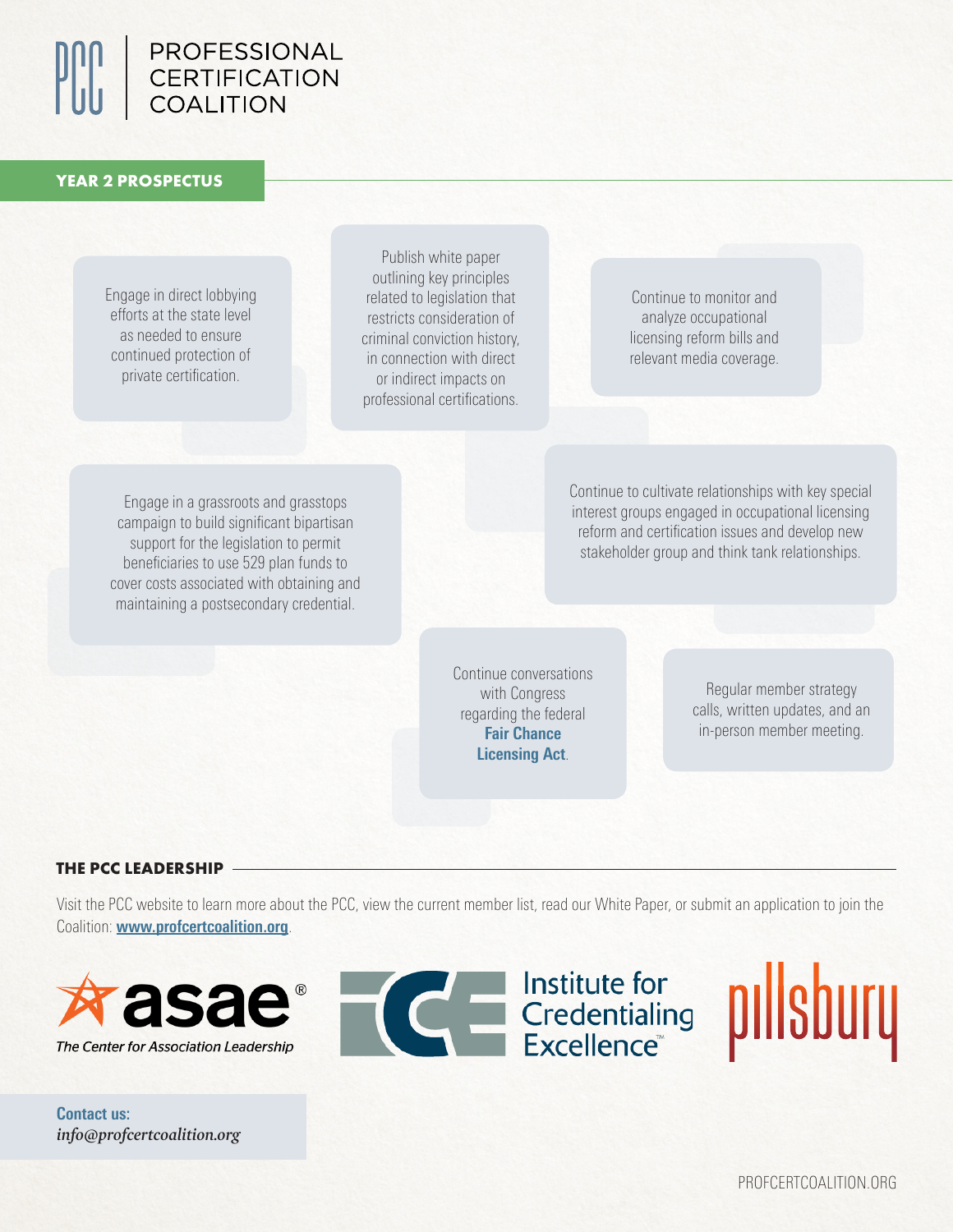PROFESSIONAL CERTIFICATION COALITION

## YEAR 2 PROSPECTUS

- Engage in direct lobbying efforts at the state level as needed to ensure continued protection of private certification.
- Publish white paper outlining key principles related to legislation that restricts consideration of criminal conviction history, in connection with direct or indirect impacts on professional certifications.
- Continue to monitor and analyze occupational licensing reform bills and relevant media coverage.
- Engage in a grassroots and grasstops campaign to build significant bipartisan support for the legislation to permit beneficiaries to use 529 plan funds to cover costs associated with obtaining and maintaining a postsecondary credential.
- Continue to cultivate relationships with key special interest groups engaged in occupational licensing reform and certification issues and develop new stakeholder group and think tank relationships.
- Continue conversations with Congress regarding the federal **Fair Chance Licensing Act**.
- Regular member strategy calls, written updates, and an in-person member meeting.

## THE PCC LEADERSHIP

Visit the PCC website to learn more about the PCC, view the current member list, read our White Paper, or submit an application to join the Coalition: **www.profcertcoalition.org**.

asae® *The Center for Association Leadership*

Institute for Credentialing Excellence™

pillsbury

**Contact us:**
*info@profcertcoalition.org*

PROFCERTCOALITION.ORG